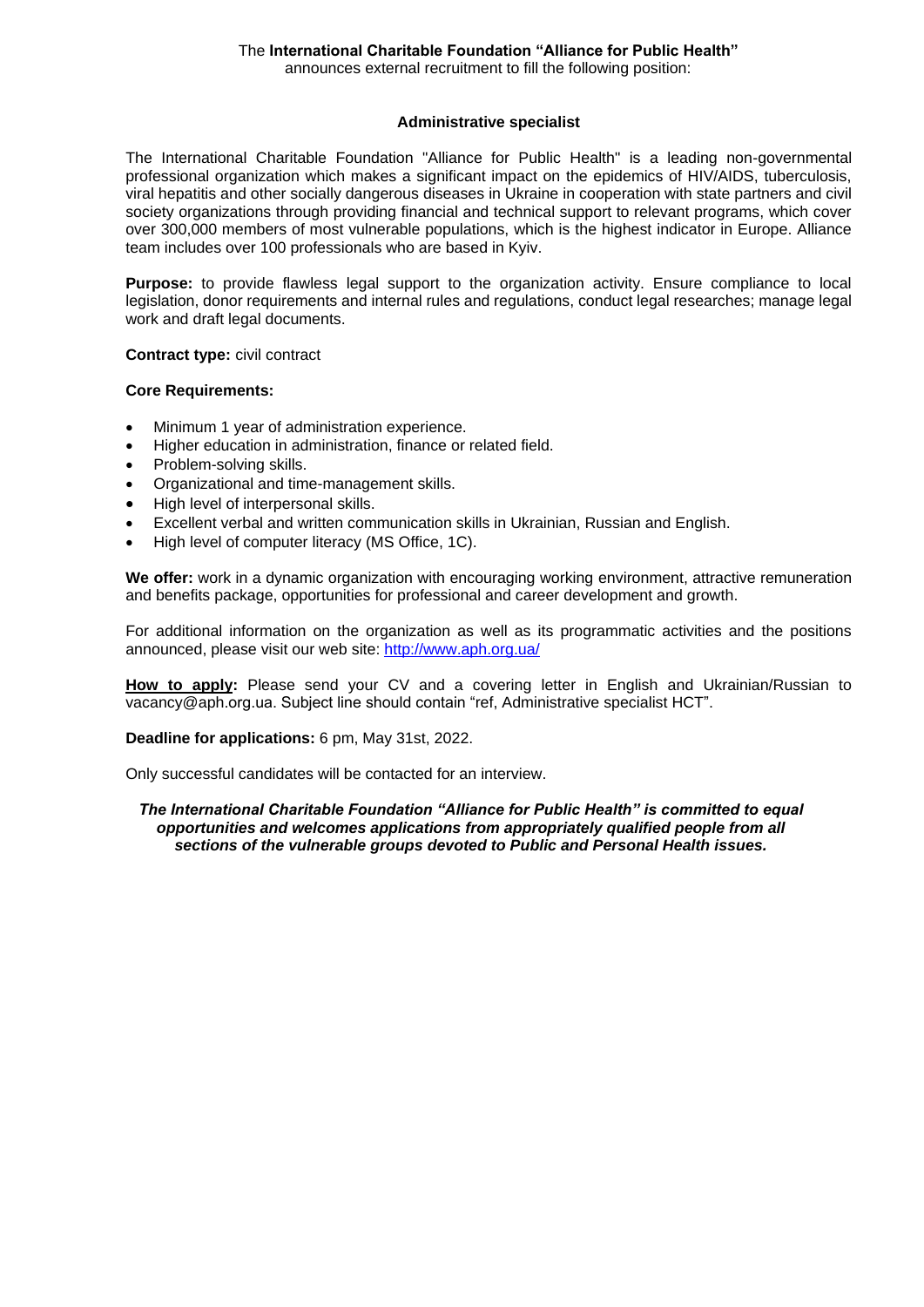The **International Charitable Foundation "Alliance for Public Health"**
announces external recruitment to fill the following position:

**Administrative specialist**

The International Charitable Foundation "Alliance for Public Health" is a leading non-governmental professional organization which makes a significant impact on the epidemics of HIV/AIDS, tuberculosis, viral hepatitis and other socially dangerous diseases in Ukraine in cooperation with state partners and civil society organizations through providing financial and technical support to relevant programs, which cover over 300,000 members of most vulnerable populations, which is the highest indicator in Europe. Alliance team includes over 100 professionals who are based in Kyiv.

**Purpose:** to provide flawless legal support to the organization activity. Ensure compliance to local legislation, donor requirements and internal rules and regulations, conduct legal researches; manage legal work and draft legal documents.

**Contract type:** civil contract

**Core Requirements:**

- Minimum 1 year of administration experience.
- Higher education in administration, finance or related field.
- Problem-solving skills.
- Organizational and time-management skills.
- High level of interpersonal skills.
- Excellent verbal and written communication skills in Ukrainian, Russian and English.
- High level of computer literacy (MS Office, 1C).

**We offer:** work in a dynamic organization with encouraging working environment, attractive remuneration and benefits package, opportunities for professional and career development and growth.

For additional information on the organization as well as its programmatic activities and the positions announced, please visit our web site: http://www.aph.org.ua/

**How to apply:** Please send your CV and a covering letter in English and Ukrainian/Russian to vacancy@aph.org.ua. Subject line should contain "ref, Administrative specialist HCT".

**Deadline for applications:** 6 pm, May 31st, 2022.

Only successful candidates will be contacted for an interview.

***The International Charitable Foundation "Alliance for Public Health" is committed to equal opportunities and welcomes applications from appropriately qualified people from all sections of the vulnerable groups devoted to Public and Personal Health issues.***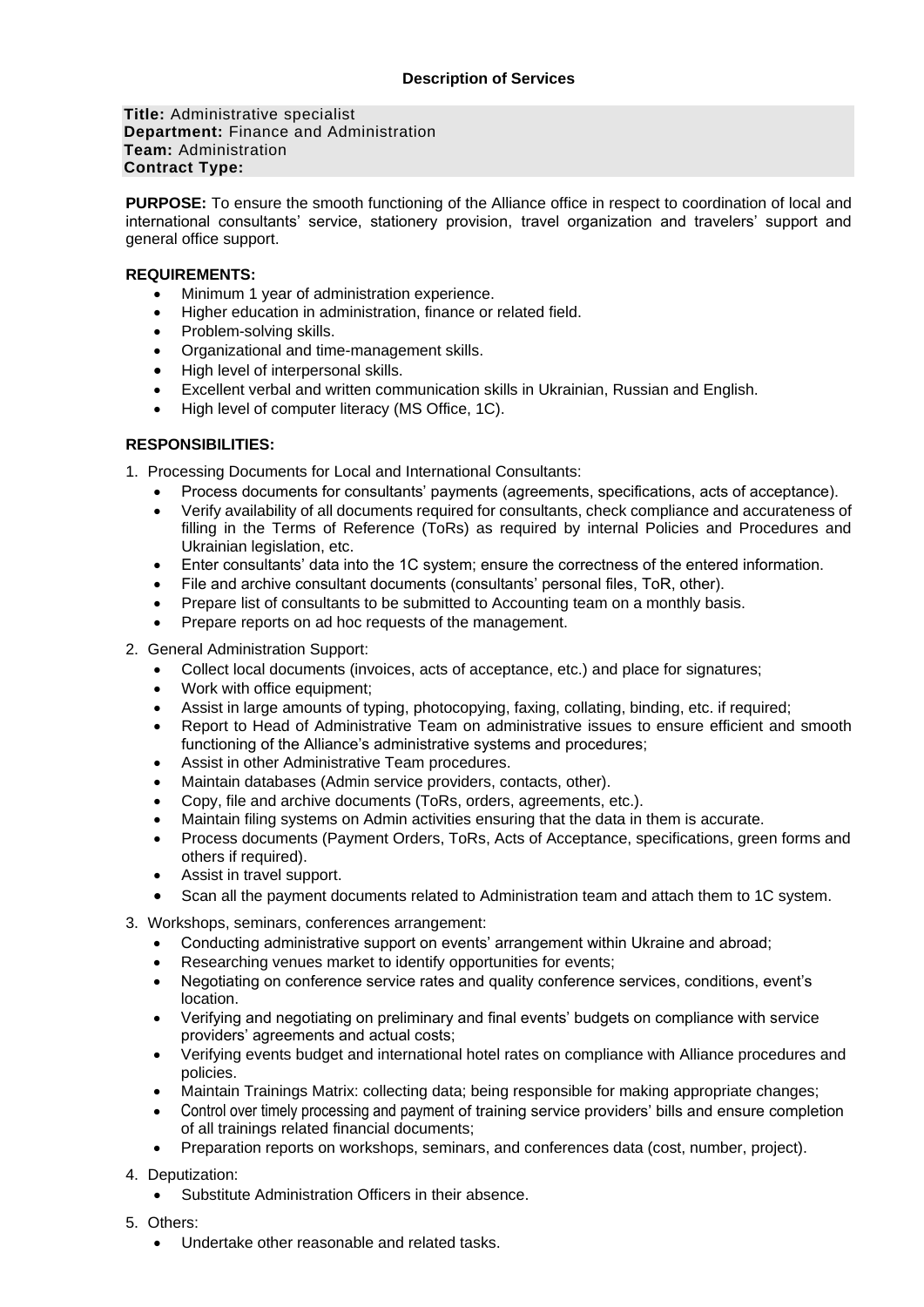**Description of Services**

**Title:** Administrative specialist
**Department:** Finance and Administration
**Team:** Administration
**Contract Type:**

**PURPOSE:** To ensure the smooth functioning of the Alliance office in respect to coordination of local and international consultants' service, stationery provision, travel organization and travelers' support and general office support.

**REQUIREMENTS:**

- Minimum 1 year of administration experience.
- Higher education in administration, finance or related field.
- Problem-solving skills.
- Organizational and time-management skills.
- High level of interpersonal skills.
- Excellent verbal and written communication skills in Ukrainian, Russian and English.
- High level of computer literacy (MS Office, 1C).

**RESPONSIBILITIES:**

1. Processing Documents for Local and International Consultants:
   - Process documents for consultants' payments (agreements, specifications, acts of acceptance).
   - Verify availability of all documents required for consultants, check compliance and accurateness of filling in the Terms of Reference (ToRs) as required by internal Policies and Procedures and Ukrainian legislation, etc.
   - Enter consultants' data into the 1C system; ensure the correctness of the entered information.
   - File and archive consultant documents (consultants' personal files, ToR, other).
   - Prepare list of consultants to be submitted to Accounting team on a monthly basis.
   - Prepare reports on ad hoc requests of the management.
2. General Administration Support:
   - Collect local documents (invoices, acts of acceptance, etc.) and place for signatures;
   - Work with office equipment;
   - Assist in large amounts of typing, photocopying, faxing, collating, binding, etc. if required;
   - Report to Head of Administrative Team on administrative issues to ensure efficient and smooth functioning of the Alliance's administrative systems and procedures;
   - Assist in other Administrative Team procedures.
   - Maintain databases (Admin service providers, contacts, other).
   - Copy, file and archive documents (ToRs, orders, agreements, etc.).
   - Maintain filing systems on Admin activities ensuring that the data in them is accurate.
   - Process documents (Payment Orders, ToRs, Acts of Acceptance, specifications, green forms and others if required).
   - Assist in travel support.
   - Scan all the payment documents related to Administration team and attach them to 1C system.
3. Workshops, seminars, conferences arrangement:
   - Conducting administrative support on events' arrangement within Ukraine and abroad;
   - Researching venues market to identify opportunities for events;
   - Negotiating on conference service rates and quality conference services, conditions, event's location.
   - Verifying and negotiating on preliminary and final events' budgets on compliance with service providers' agreements and actual costs;
   - Verifying events budget and international hotel rates on compliance with Alliance procedures and policies.
   - Maintain Trainings Matrix: collecting data; being responsible for making appropriate changes;
   - Control over timely processing and payment of training service providers' bills and ensure completion of all trainings related financial documents;
   - Preparation reports on workshops, seminars, and conferences data (cost, number, project).
4. Deputization:
   - Substitute Administration Officers in their absence.
5. Others:
   - Undertake other reasonable and related tasks.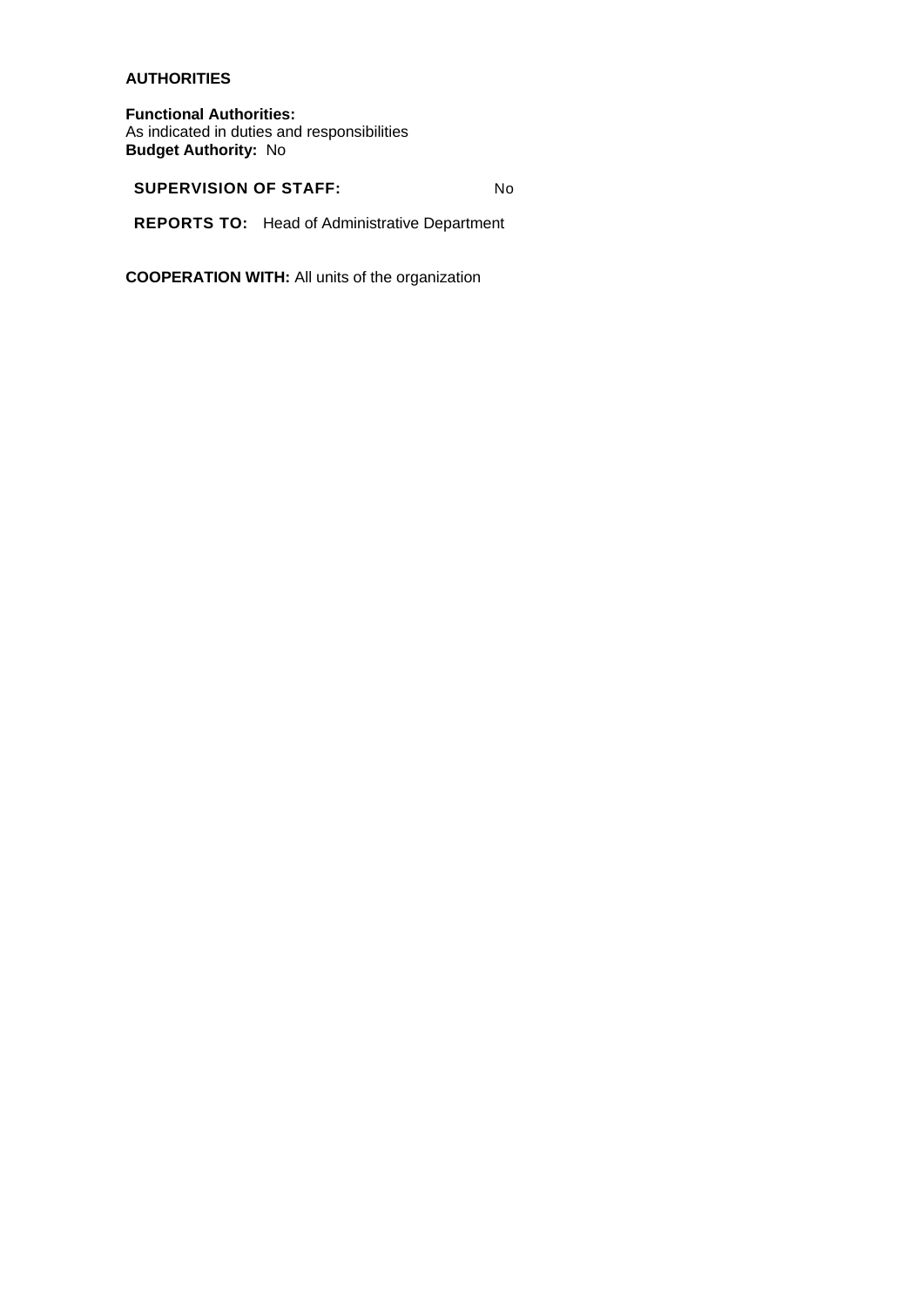**AUTHORITIES**

**Functional Authorities:**
As indicated in duties and responsibilities
**Budget Authority:** No

**SUPERVISION OF STAFF:** No

**REPORTS TO:** Head of Administrative Department

**COOPERATION WITH:** All units of the organization